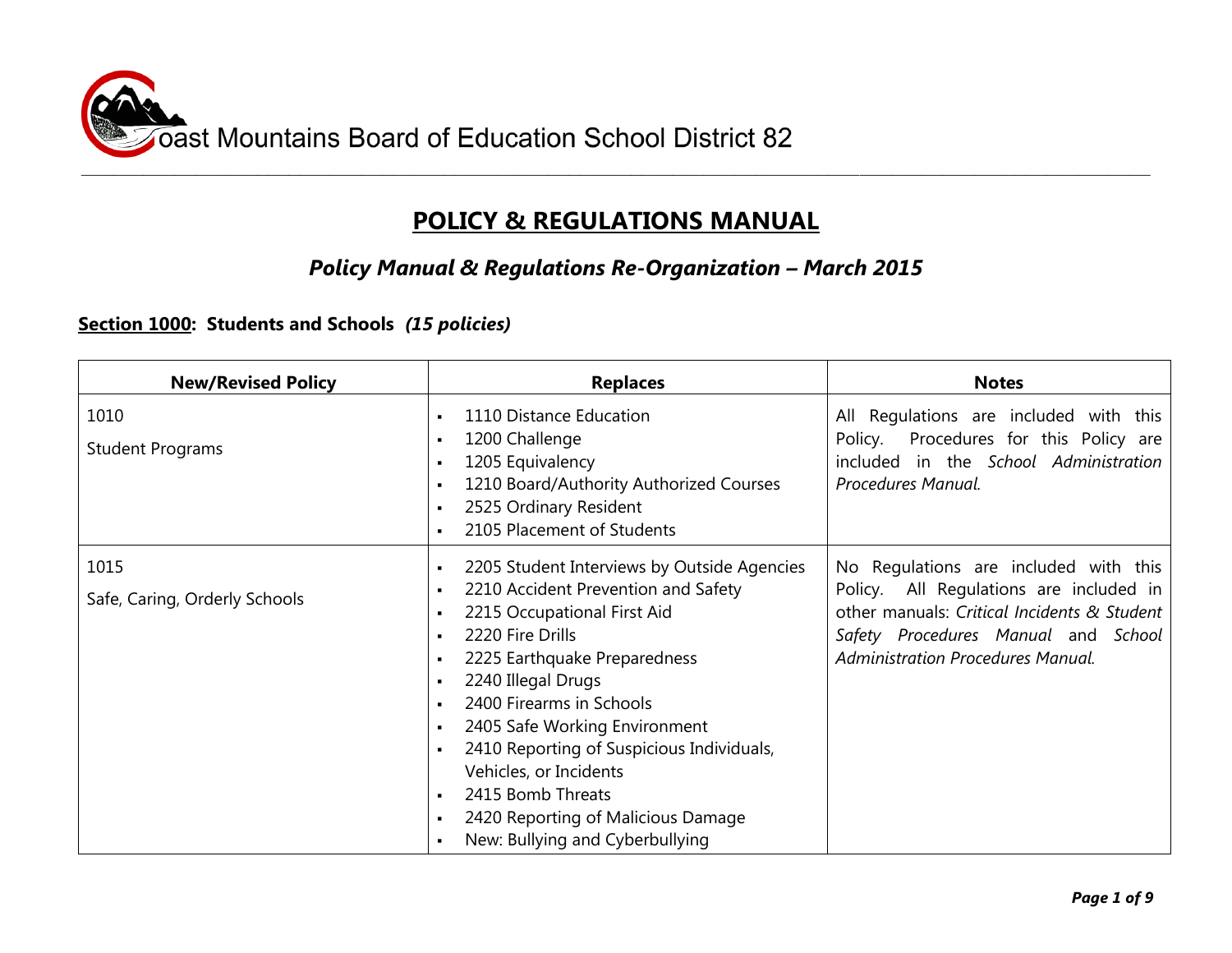Coast Mountains Board of Education School District 82

# POLICY & REGULATIONS MANUAL

## *Policy Manual & Regulations Re-Organization – March 2015*

### **Section 1000**: Students and Schools *(15 policies)*

| New/Revised Policy | Replaces | Notes |
|---|---|---|
| 1010<br>Student Programs | ▪ 1110 Distance Education<br>▪ 1200 Challenge<br>▪ 1205 Equivalency<br>▪ 1210 Board/Authority Authorized Courses<br>▪ 2525 Ordinary Resident<br>▪ 2105 Placement of Students | All Regulations are included with this Policy. Procedures for this Policy are included in the *School Administration Procedures Manual.* |
| 1015<br>Safe, Caring, Orderly Schools | ▪ 2205 Student Interviews by Outside Agencies<br>▪ 2210 Accident Prevention and Safety<br>▪ 2215 Occupational First Aid<br>▪ 2220 Fire Drills<br>▪ 2225 Earthquake Preparedness<br>▪ 2240 Illegal Drugs<br>▪ 2400 Firearms in Schools<br>▪ 2405 Safe Working Environment<br>▪ 2410 Reporting of Suspicious Individuals, Vehicles, or Incidents<br>▪ 2415 Bomb Threats<br>▪ 2420 Reporting of Malicious Damage<br>▪ New: Bullying and Cyberbullying | No Regulations are included with this Policy. All Regulations are included in other manuals: *Critical Incidents & Student Safety Procedures Manual* and *School Administration Procedures Manual.* |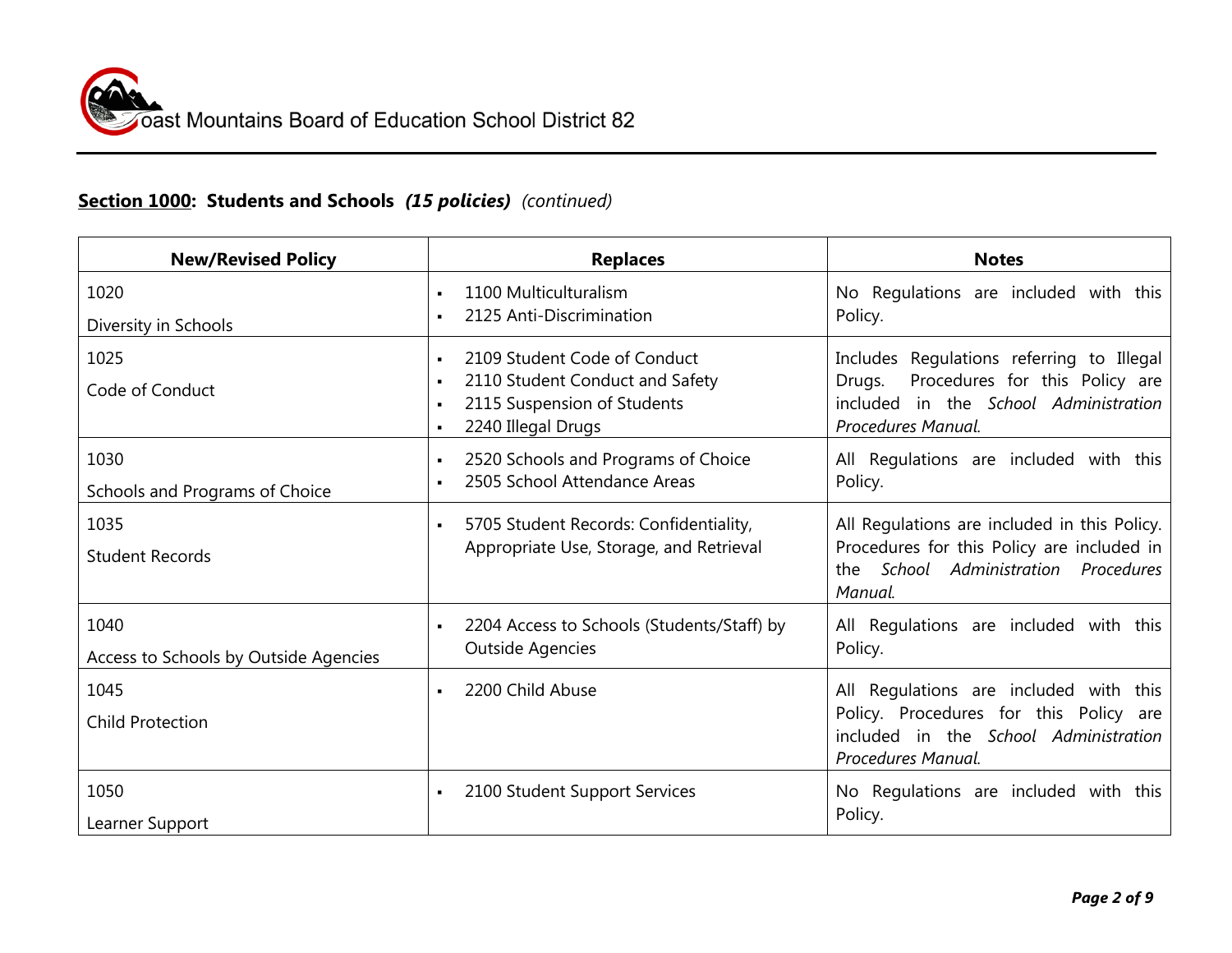**Section 1000: Students and Schools** ***(15 policies)*** *(continued)*

| New/Revised Policy | Replaces | Notes |
|---|---|---|
| 1020<br>Diversity in Schools | ▪ 1100 Multiculturalism<br>▪ 2125 Anti-Discrimination | No Regulations are included with this Policy. |
| 1025<br>Code of Conduct | ▪ 2109 Student Code of Conduct<br>▪ 2110 Student Conduct and Safety<br>▪ 2115 Suspension of Students<br>▪ 2240 Illegal Drugs | Includes Regulations referring to Illegal Drugs. Procedures for this Policy are included in the *School Administration Procedures Manual.* |
| 1030<br>Schools and Programs of Choice | ▪ 2520 Schools and Programs of Choice<br>▪ 2505 School Attendance Areas | All Regulations are included with this Policy. |
| 1035<br>Student Records | ▪ 5705 Student Records: Confidentiality, Appropriate Use, Storage, and Retrieval | All Regulations are included in this Policy. Procedures for this Policy are included in the *School Administration Procedures Manual.* |
| 1040<br>Access to Schools by Outside Agencies | ▪ 2204 Access to Schools (Students/Staff) by Outside Agencies | All Regulations are included with this Policy. |
| 1045<br>Child Protection | ▪ 2200 Child Abuse | All Regulations are included with this Policy. Procedures for this Policy are included in the *School Administration Procedures Manual.* |
| 1050<br>Learner Support | ▪ 2100 Student Support Services | No Regulations are included with this Policy. |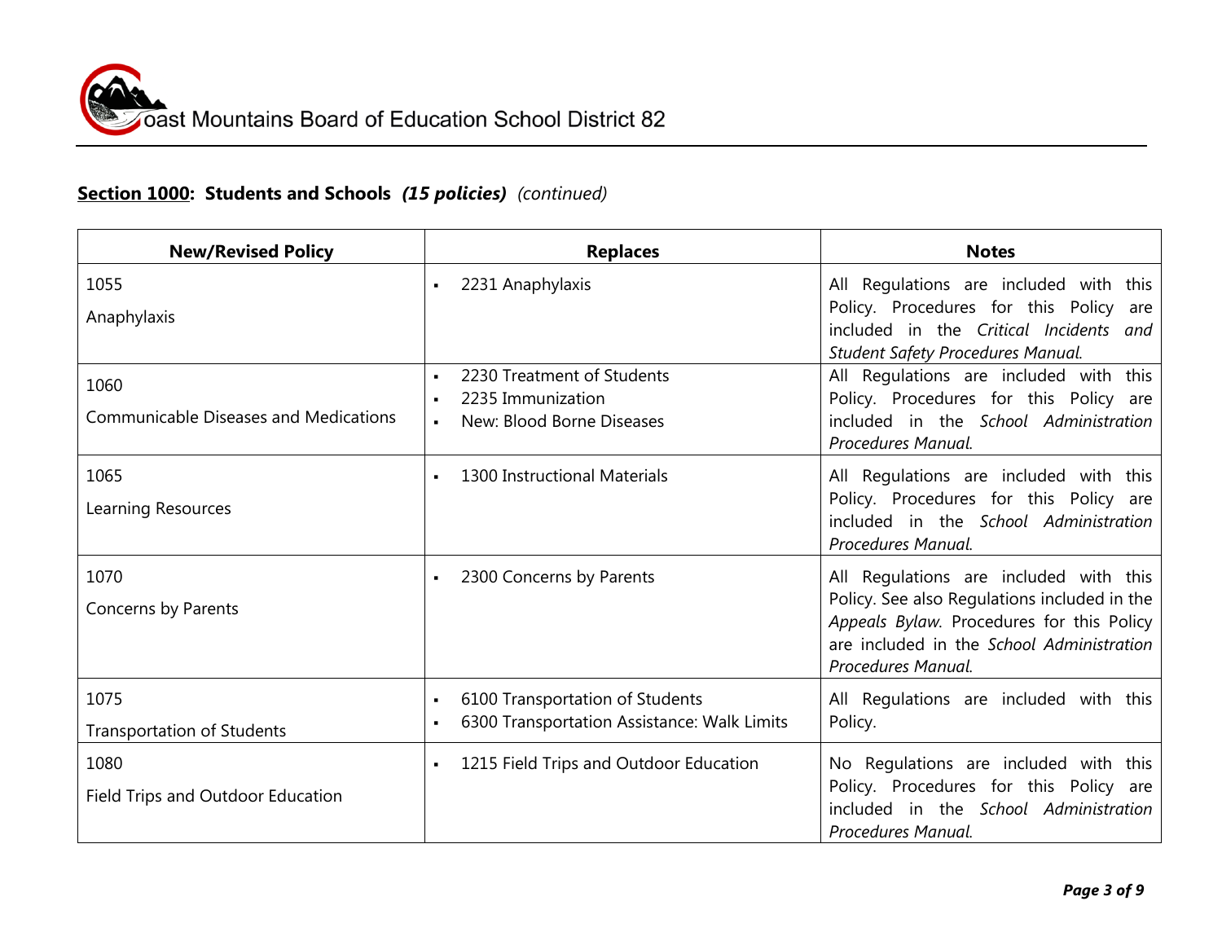## **Section 1000**: **Students and Schools** ***(15 policies)*** *(continued)*

| New/Revised Policy | Replaces | Notes |
|---|---|---|
| 1055<br>Anaphylaxis | ▪ 2231 Anaphylaxis | All Regulations are included with this Policy. Procedures for this Policy are included in the *Critical Incidents and Student Safety Procedures Manual.* |
| 1060<br>Communicable Diseases and Medications | ▪ 2230 Treatment of Students<br>▪ 2235 Immunization<br>▪ New: Blood Borne Diseases | All Regulations are included with this Policy. Procedures for this Policy are included in the *School Administration Procedures Manual.* |
| 1065<br>Learning Resources | ▪ 1300 Instructional Materials | All Regulations are included with this Policy. Procedures for this Policy are included in the *School Administration Procedures Manual.* |
| 1070<br>Concerns by Parents | ▪ 2300 Concerns by Parents | All Regulations are included with this Policy. See also Regulations included in the *Appeals Bylaw.* Procedures for this Policy are included in the *School Administration Procedures Manual.* |
| 1075<br>Transportation of Students | ▪ 6100 Transportation of Students<br>▪ 6300 Transportation Assistance: Walk Limits | All Regulations are included with this Policy. |
| 1080<br>Field Trips and Outdoor Education | ▪ 1215 Field Trips and Outdoor Education | No Regulations are included with this Policy. Procedures for this Policy are included in the *School Administration Procedures Manual.* |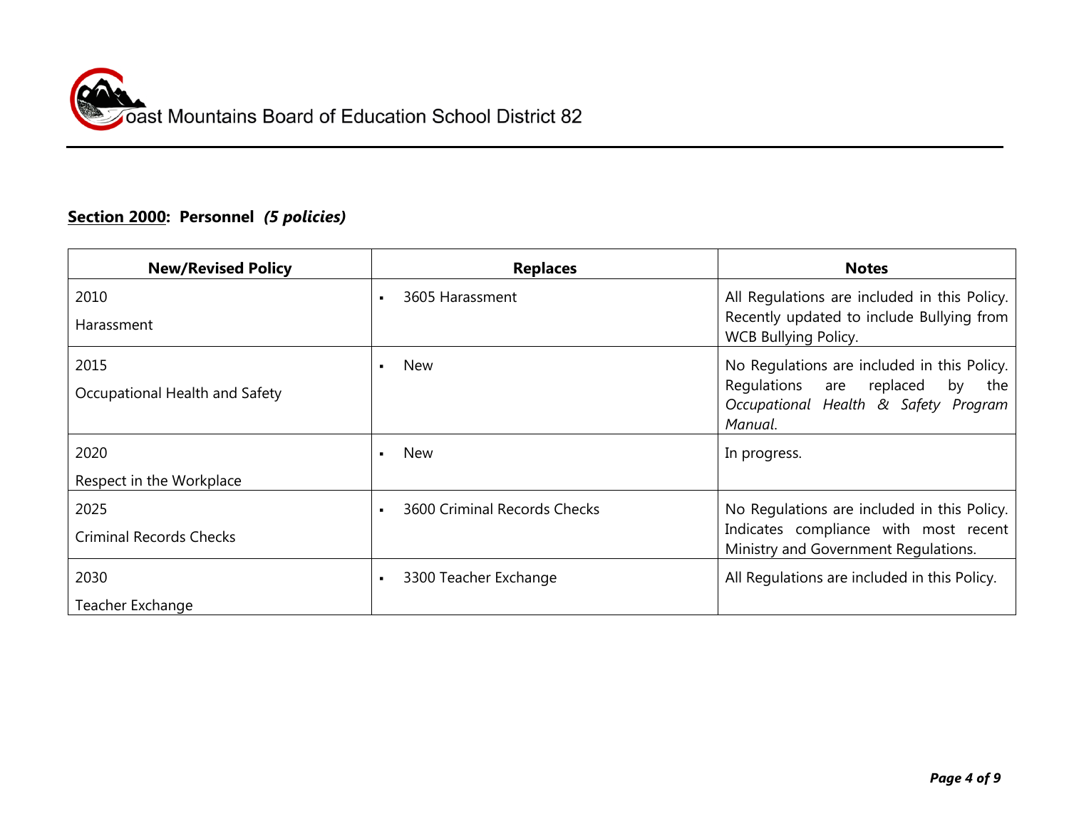## Section 2000: Personnel *(5 policies)*

| New/Revised Policy | Replaces | Notes |
|---|---|---|
| 2010<br>Harassment | ▪ 3605 Harassment | All Regulations are included in this Policy. Recently updated to include Bullying from WCB Bullying Policy. |
| 2015<br>Occupational Health and Safety | ▪ New | No Regulations are included in this Policy. Regulations are replaced by the *Occupational Health & Safety Program Manual.* |
| 2020<br>Respect in the Workplace | ▪ New | In progress. |
| 2025<br>Criminal Records Checks | ▪ 3600 Criminal Records Checks | No Regulations are included in this Policy. Indicates compliance with most recent Ministry and Government Regulations. |
| 2030<br>Teacher Exchange | ▪ 3300 Teacher Exchange | All Regulations are included in this Policy. |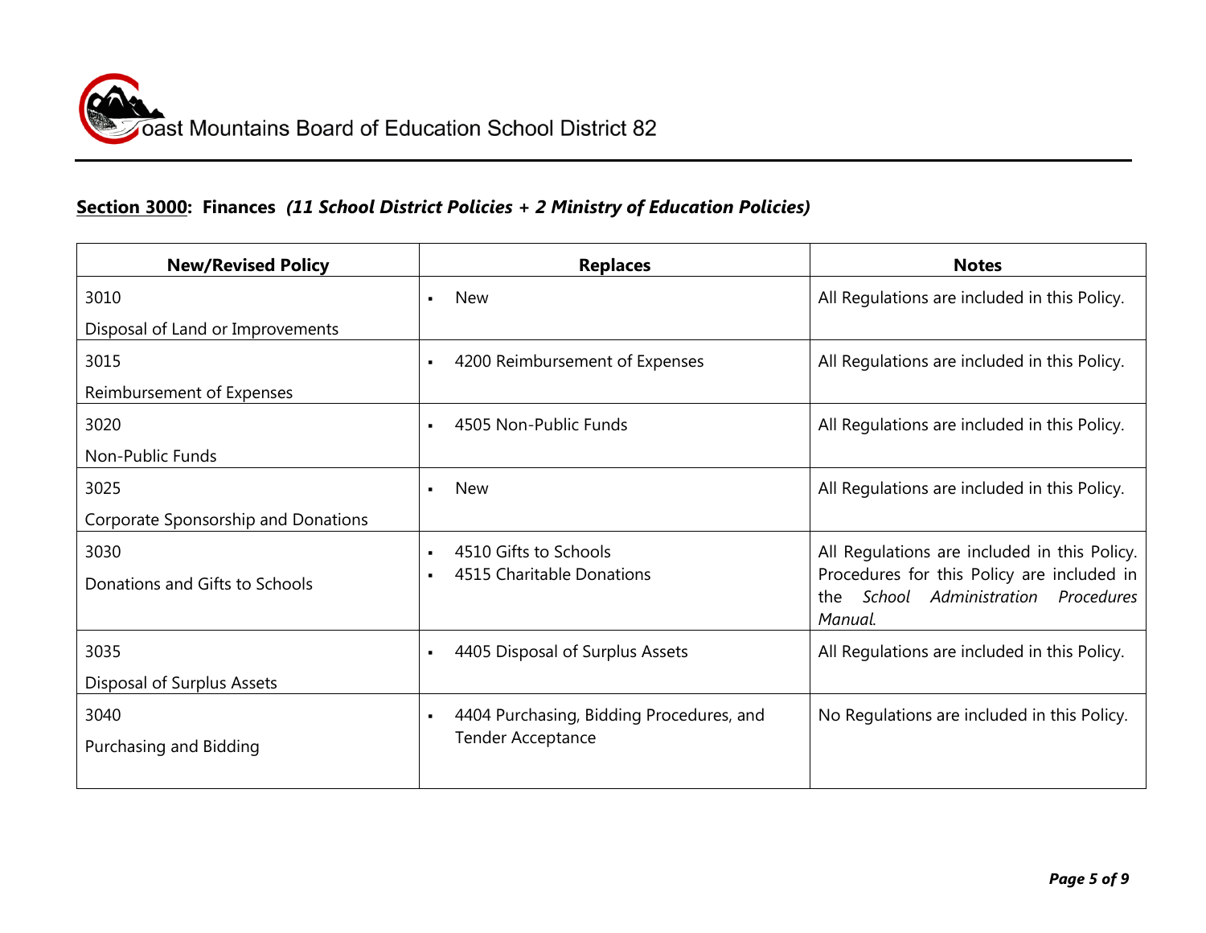**Section 3000: Finances** ***(11 School District Policies + 2 Ministry of Education Policies)***

| New/Revised Policy | Replaces | Notes |
|---|---|---|
| 3010<br>Disposal of Land or Improvements | ▪ New | All Regulations are included in this Policy. |
| 3015<br>Reimbursement of Expenses | ▪ 4200 Reimbursement of Expenses | All Regulations are included in this Policy. |
| 3020<br>Non-Public Funds | ▪ 4505 Non-Public Funds | All Regulations are included in this Policy. |
| 3025<br>Corporate Sponsorship and Donations | ▪ New | All Regulations are included in this Policy. |
| 3030<br>Donations and Gifts to Schools | ▪ 4510 Gifts to Schools<br>▪ 4515 Charitable Donations | All Regulations are included in this Policy. Procedures for this Policy are included in the *School Administration Procedures Manual*. |
| 3035<br>Disposal of Surplus Assets | ▪ 4405 Disposal of Surplus Assets | All Regulations are included in this Policy. |
| 3040<br>Purchasing and Bidding | ▪ 4404 Purchasing, Bidding Procedures, and Tender Acceptance | No Regulations are included in this Policy. |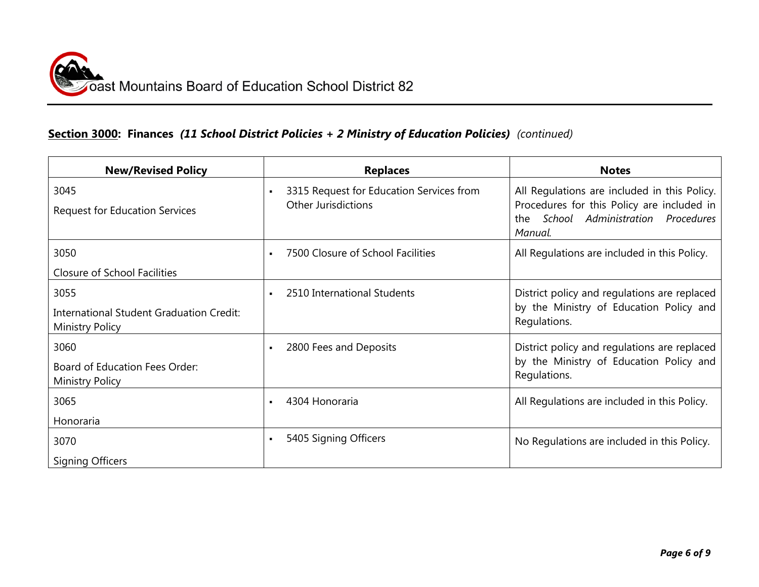## **Section 3000: Finances** *(11 School District Policies + 2 Ministry of Education Policies)* *(continued)*

| New/Revised Policy | Replaces | Notes |
|---|---|---|
| 3045<br>Request for Education Services | ▪ 3315 Request for Education Services from Other Jurisdictions | All Regulations are included in this Policy. Procedures for this Policy are included in the *School Administration Procedures Manual.* |
| 3050<br>Closure of School Facilities | ▪ 7500 Closure of School Facilities | All Regulations are included in this Policy. |
| 3055<br>International Student Graduation Credit: Ministry Policy | ▪ 2510 International Students | District policy and regulations are replaced by the Ministry of Education Policy and Regulations. |
| 3060<br>Board of Education Fees Order: Ministry Policy | ▪ 2800 Fees and Deposits | District policy and regulations are replaced by the Ministry of Education Policy and Regulations. |
| 3065<br>Honoraria | ▪ 4304 Honoraria | All Regulations are included in this Policy. |
| 3070<br>Signing Officers | ▪ 5405 Signing Officers | No Regulations are included in this Policy. |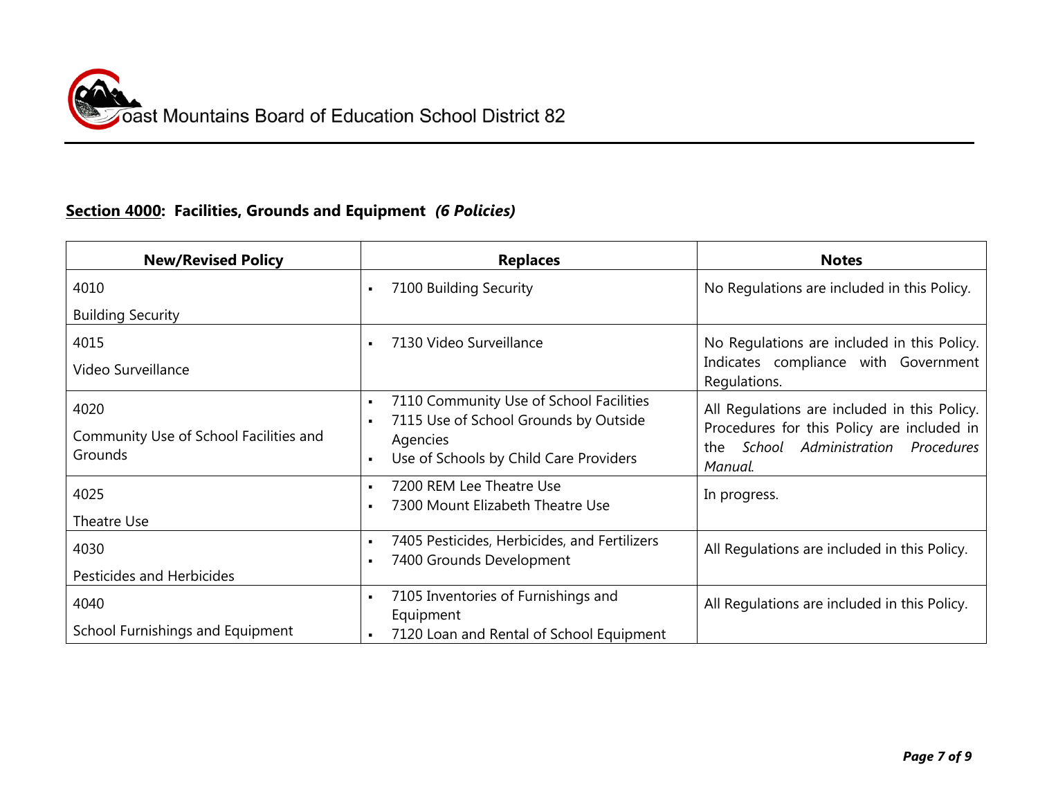## Section 4000: Facilities, Grounds and Equipment *(6 Policies)*

| New/Revised Policy | Replaces | Notes |
|---|---|---|
| 4010<br>Building Security | ▪ 7100 Building Security | No Regulations are included in this Policy. |
| 4015<br>Video Surveillance | ▪ 7130 Video Surveillance | No Regulations are included in this Policy. Indicates compliance with Government Regulations. |
| 4020<br>Community Use of School Facilities and Grounds | ▪ 7110 Community Use of School Facilities<br>▪ 7115 Use of School Grounds by Outside Agencies<br>▪ Use of Schools by Child Care Providers | All Regulations are included in this Policy. Procedures for this Policy are included in the *School Administration Procedures Manual*. |
| 4025<br>Theatre Use | ▪ 7200 REM Lee Theatre Use<br>▪ 7300 Mount Elizabeth Theatre Use | In progress. |
| 4030<br>Pesticides and Herbicides | ▪ 7405 Pesticides, Herbicides, and Fertilizers<br>▪ 7400 Grounds Development | All Regulations are included in this Policy. |
| 4040<br>School Furnishings and Equipment | ▪ 7105 Inventories of Furnishings and Equipment<br>▪ 7120 Loan and Rental of School Equipment | All Regulations are included in this Policy. |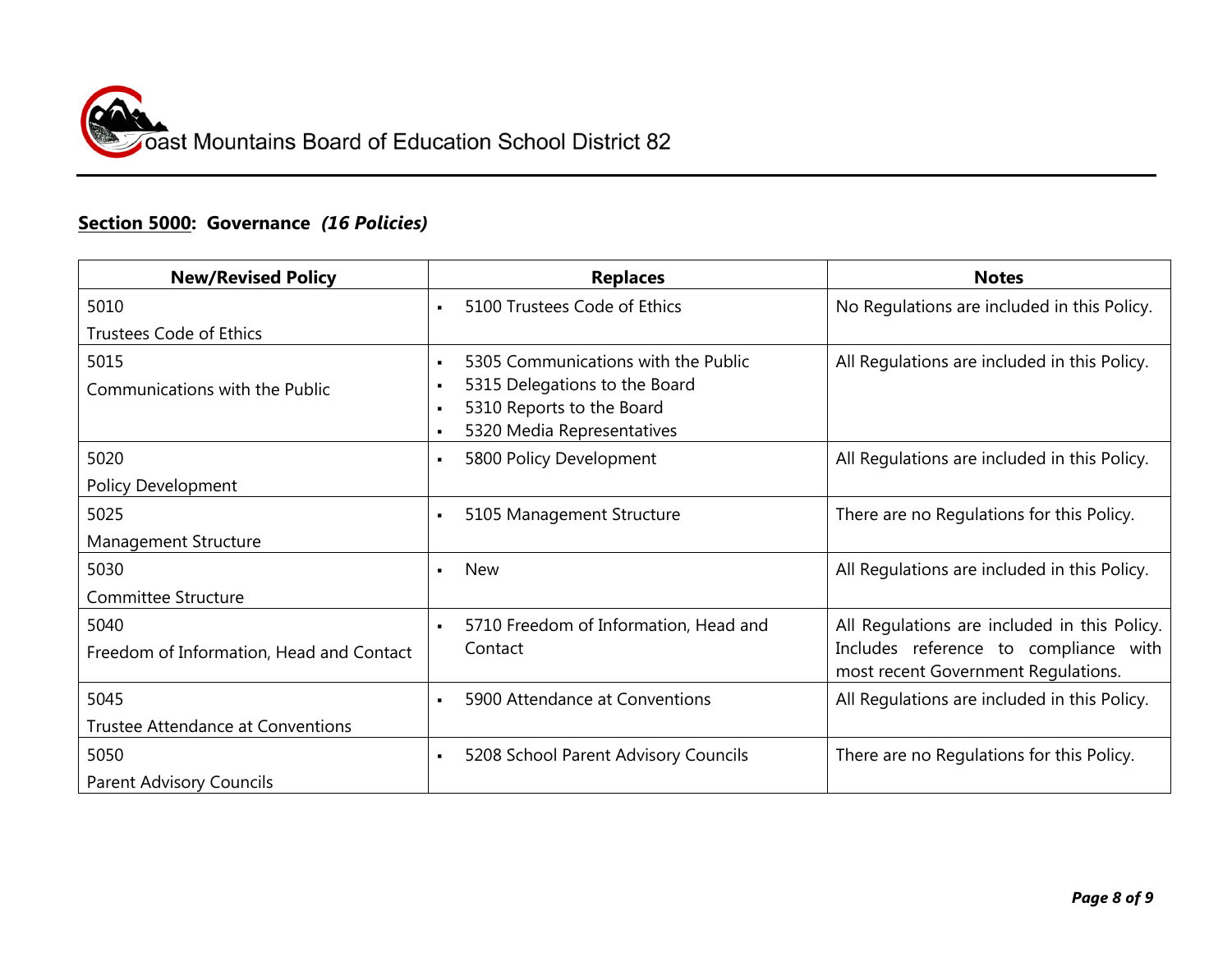**Section 5000: Governance** ***(16 Policies)***

| New/Revised Policy | Replaces | Notes |
|---|---|---|
| 5010<br>Trustees Code of Ethics | ▪ 5100 Trustees Code of Ethics | No Regulations are included in this Policy. |
| 5015<br>Communications with the Public | ▪ 5305 Communications with the Public<br>▪ 5315 Delegations to the Board<br>▪ 5310 Reports to the Board<br>▪ 5320 Media Representatives | All Regulations are included in this Policy. |
| 5020<br>Policy Development | ▪ 5800 Policy Development | All Regulations are included in this Policy. |
| 5025<br>Management Structure | ▪ 5105 Management Structure | There are no Regulations for this Policy. |
| 5030<br>Committee Structure | ▪ New | All Regulations are included in this Policy. |
| 5040<br>Freedom of Information, Head and Contact | ▪ 5710 Freedom of Information, Head and Contact | All Regulations are included in this Policy. Includes reference to compliance with most recent Government Regulations. |
| 5045<br>Trustee Attendance at Conventions | ▪ 5900 Attendance at Conventions | All Regulations are included in this Policy. |
| 5050<br>Parent Advisory Councils | ▪ 5208 School Parent Advisory Councils | There are no Regulations for this Policy. |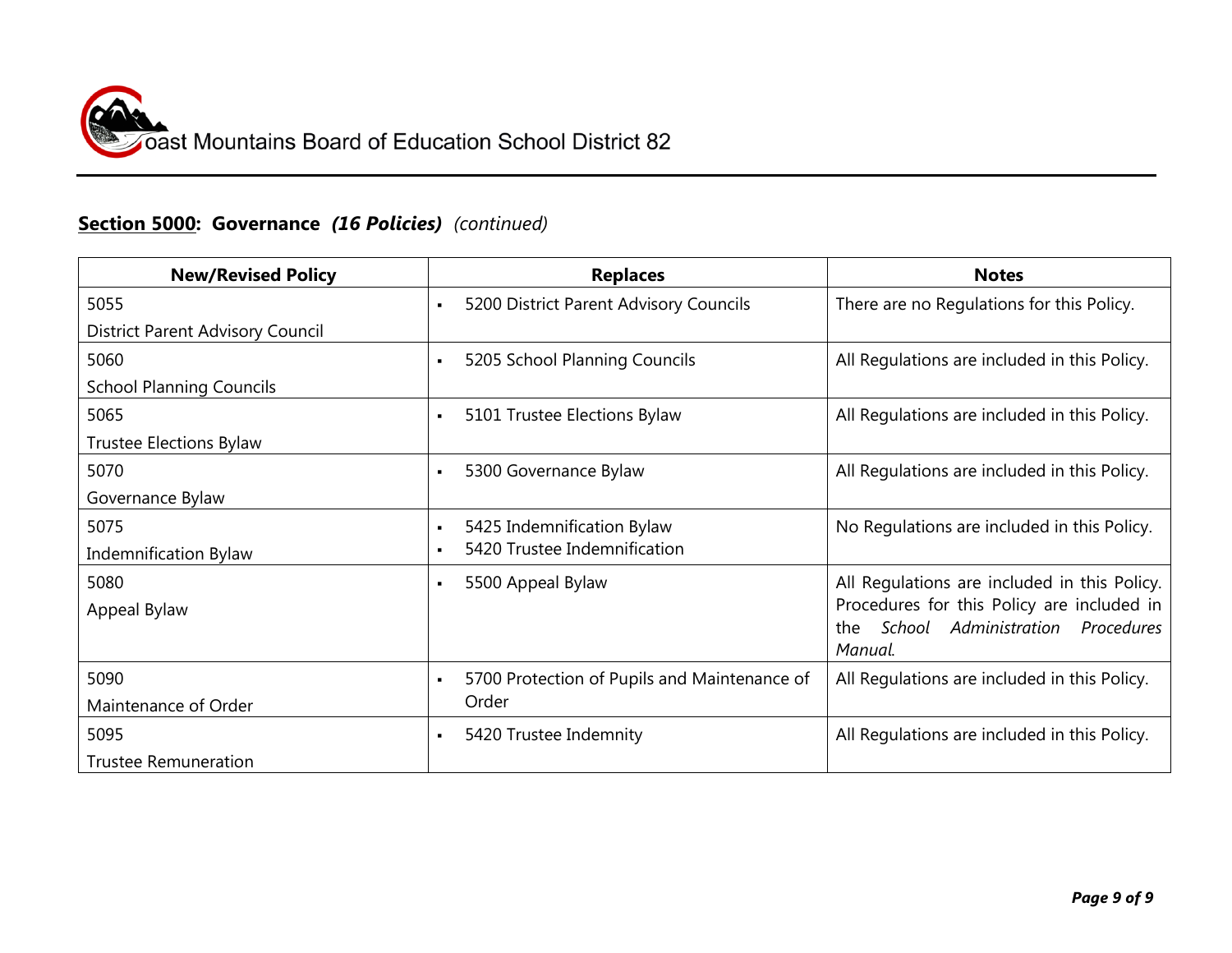Coast Mountains Board of Education School District 82

## **<u>Section 5000</u>: Governance** ***(16 Policies)*** *(continued)*

| New/Revised Policy | Replaces | Notes |
|---|---|---|
| 5055<br>District Parent Advisory Council | ▪ 5200 District Parent Advisory Councils | There are no Regulations for this Policy. |
| 5060<br>School Planning Councils | ▪ 5205 School Planning Councils | All Regulations are included in this Policy. |
| 5065<br>Trustee Elections Bylaw | ▪ 5101 Trustee Elections Bylaw | All Regulations are included in this Policy. |
| 5070<br>Governance Bylaw | ▪ 5300 Governance Bylaw | All Regulations are included in this Policy. |
| 5075<br>Indemnification Bylaw | ▪ 5425 Indemnification Bylaw<br>▪ 5420 Trustee Indemnification | No Regulations are included in this Policy. |
| 5080<br>Appeal Bylaw | ▪ 5500 Appeal Bylaw | All Regulations are included in this Policy. Procedures for this Policy are included in the *School Administration Procedures Manual.* |
| 5090<br>Maintenance of Order | ▪ 5700 Protection of Pupils and Maintenance of Order | All Regulations are included in this Policy. |
| 5095<br>Trustee Remuneration | ▪ 5420 Trustee Indemnity | All Regulations are included in this Policy. |